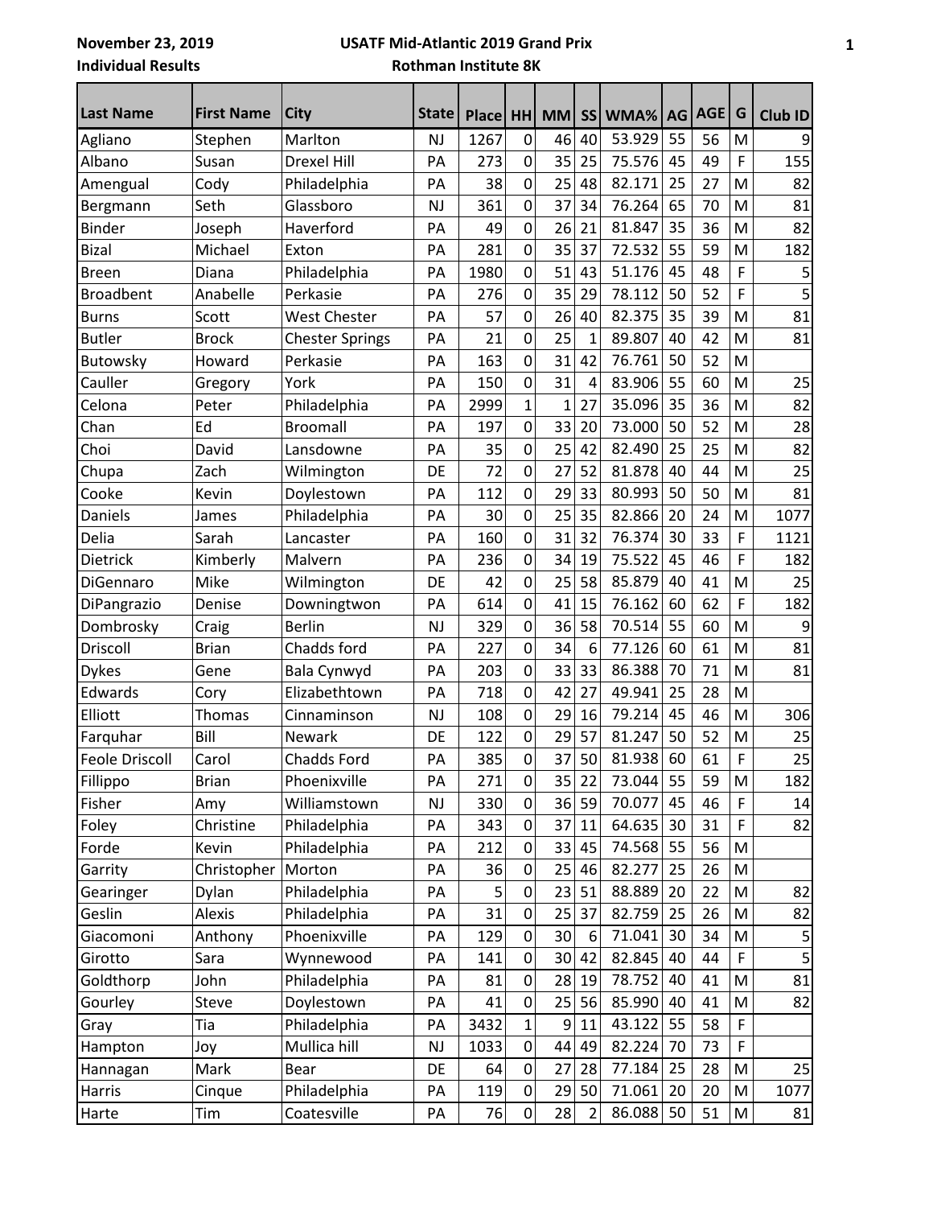**November 23, 2019** **USATF Mid-Atlantic 2019 Grand Prix**

**Individual Results** **Rothman Institute 8K**

| Last Name | First Name | City | State | Place | HH | MM | SS | WMA% | AG | AGE | G | Club ID |
|---|---|---|---|---|---|---|---|---|---|---|---|---|
| Agliano | Stephen | Marlton | NJ | 1267 | 0 | 46 | 40 | 53.929 | 55 | 56 | M | 9 |
| Albano | Susan | Drexel Hill | PA | 273 | 0 | 35 | 25 | 75.576 | 45 | 49 | F | 155 |
| Amengual | Cody | Philadelphia | PA | 38 | 0 | 25 | 48 | 82.171 | 25 | 27 | M | 82 |
| Bergmann | Seth | Glassboro | NJ | 361 | 0 | 37 | 34 | 76.264 | 65 | 70 | M | 81 |
| Binder | Joseph | Haverford | PA | 49 | 0 | 26 | 21 | 81.847 | 35 | 36 | M | 82 |
| Bizal | Michael | Exton | PA | 281 | 0 | 35 | 37 | 72.532 | 55 | 59 | M | 182 |
| Breen | Diana | Philadelphia | PA | 1980 | 0 | 51 | 43 | 51.176 | 45 | 48 | F | 5 |
| Broadbent | Anabelle | Perkasie | PA | 276 | 0 | 35 | 29 | 78.112 | 50 | 52 | F | 5 |
| Burns | Scott | West Chester | PA | 57 | 0 | 26 | 40 | 82.375 | 35 | 39 | M | 81 |
| Butler | Brock | Chester Springs | PA | 21 | 0 | 25 | 1 | 89.807 | 40 | 42 | M | 81 |
| Butowsky | Howard | Perkasie | PA | 163 | 0 | 31 | 42 | 76.761 | 50 | 52 | M | |
| Cauller | Gregory | York | PA | 150 | 0 | 31 | 4 | 83.906 | 55 | 60 | M | 25 |
| Celona | Peter | Philadelphia | PA | 2999 | 1 | 1 | 27 | 35.096 | 35 | 36 | M | 82 |
| Chan | Ed | Broomall | PA | 197 | 0 | 33 | 20 | 73.000 | 50 | 52 | M | 28 |
| Choi | David | Lansdowne | PA | 35 | 0 | 25 | 42 | 82.490 | 25 | 25 | M | 82 |
| Chupa | Zach | Wilmington | DE | 72 | 0 | 27 | 52 | 81.878 | 40 | 44 | M | 25 |
| Cooke | Kevin | Doylestown | PA | 112 | 0 | 29 | 33 | 80.993 | 50 | 50 | M | 81 |
| Daniels | James | Philadelphia | PA | 30 | 0 | 25 | 35 | 82.866 | 20 | 24 | M | 1077 |
| Delia | Sarah | Lancaster | PA | 160 | 0 | 31 | 32 | 76.374 | 30 | 33 | F | 1121 |
| Dietrick | Kimberly | Malvern | PA | 236 | 0 | 34 | 19 | 75.522 | 45 | 46 | F | 182 |
| DiGennaro | Mike | Wilmington | DE | 42 | 0 | 25 | 58 | 85.879 | 40 | 41 | M | 25 |
| DiPangrazio | Denise | Downingtwon | PA | 614 | 0 | 41 | 15 | 76.162 | 60 | 62 | F | 182 |
| Dombrosky | Craig | Berlin | NJ | 329 | 0 | 36 | 58 | 70.514 | 55 | 60 | M | 9 |
| Driscoll | Brian | Chadds ford | PA | 227 | 0 | 34 | 6 | 77.126 | 60 | 61 | M | 81 |
| Dykes | Gene | Bala Cynwyd | PA | 203 | 0 | 33 | 33 | 86.388 | 70 | 71 | M | 81 |
| Edwards | Cory | Elizabethtown | PA | 718 | 0 | 42 | 27 | 49.941 | 25 | 28 | M | |
| Elliott | Thomas | Cinnaminson | NJ | 108 | 0 | 29 | 16 | 79.214 | 45 | 46 | M | 306 |
| Farquhar | Bill | Newark | DE | 122 | 0 | 29 | 57 | 81.247 | 50 | 52 | M | 25 |
| Feole Driscoll | Carol | Chadds Ford | PA | 385 | 0 | 37 | 50 | 81.938 | 60 | 61 | F | 25 |
| Fillippo | Brian | Phoenixville | PA | 271 | 0 | 35 | 22 | 73.044 | 55 | 59 | M | 182 |
| Fisher | Amy | Williamstown | NJ | 330 | 0 | 36 | 59 | 70.077 | 45 | 46 | F | 14 |
| Foley | Christine | Philadelphia | PA | 343 | 0 | 37 | 11 | 64.635 | 30 | 31 | F | 82 |
| Forde | Kevin | Philadelphia | PA | 212 | 0 | 33 | 45 | 74.568 | 55 | 56 | M | |
| Garrity | Christopher | Morton | PA | 36 | 0 | 25 | 46 | 82.277 | 25 | 26 | M | |
| Gearinger | Dylan | Philadelphia | PA | 5 | 0 | 23 | 51 | 88.889 | 20 | 22 | M | 82 |
| Geslin | Alexis | Philadelphia | PA | 31 | 0 | 25 | 37 | 82.759 | 25 | 26 | M | 82 |
| Giacomoni | Anthony | Phoenixville | PA | 129 | 0 | 30 | 6 | 71.041 | 30 | 34 | M | 5 |
| Girotto | Sara | Wynnewood | PA | 141 | 0 | 30 | 42 | 82.845 | 40 | 44 | F | 5 |
| Goldthorp | John | Philadelphia | PA | 81 | 0 | 28 | 19 | 78.752 | 40 | 41 | M | 81 |
| Gourley | Steve | Doylestown | PA | 41 | 0 | 25 | 56 | 85.990 | 40 | 41 | M | 82 |
| Gray | Tia | Philadelphia | PA | 3432 | 1 | 9 | 11 | 43.122 | 55 | 58 | F | |
| Hampton | Joy | Mullica hill | NJ | 1033 | 0 | 44 | 49 | 82.224 | 70 | 73 | F | |
| Hannagan | Mark | Bear | DE | 64 | 0 | 27 | 28 | 77.184 | 25 | 28 | M | 25 |
| Harris | Cinque | Philadelphia | PA | 119 | 0 | 29 | 50 | 71.061 | 20 | 20 | M | 1077 |
| Harte | Tim | Coatesville | PA | 76 | 0 | 28 | 2 | 86.088 | 50 | 51 | M | 81 |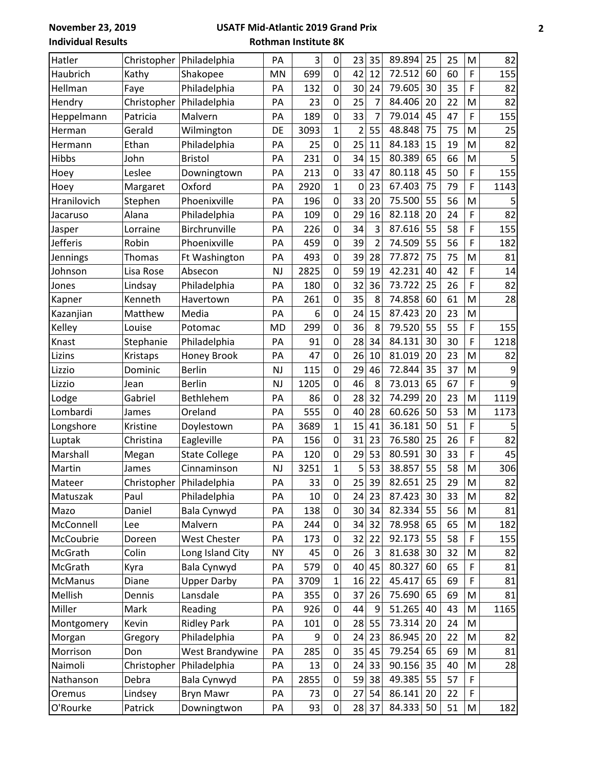| | | | | | | | | | | | | |
|---|---|---|---|---|---|---|---|---|---|---|---|---|
| Hatler | Christopher | Philadelphia | PA | 3 | 0 | 23 | 35 | 89.894 | 25 | 25 | M | 82 |
| Haubrich | Kathy | Shakopee | MN | 699 | 0 | 42 | 12 | 72.512 | 60 | 60 | F | 155 |
| Hellman | Faye | Philadelphia | PA | 132 | 0 | 30 | 24 | 79.605 | 30 | 35 | F | 82 |
| Hendry | Christopher | Philadelphia | PA | 23 | 0 | 25 | 7 | 84.406 | 20 | 22 | M | 82 |
| Heppelmann | Patricia | Malvern | PA | 189 | 0 | 33 | 7 | 79.014 | 45 | 47 | F | 155 |
| Herman | Gerald | Wilmington | DE | 3093 | 1 | 2 | 55 | 48.848 | 75 | 75 | M | 25 |
| Hermann | Ethan | Philadelphia | PA | 25 | 0 | 25 | 11 | 84.183 | 15 | 19 | M | 82 |
| Hibbs | John | Bristol | PA | 231 | 0 | 34 | 15 | 80.389 | 65 | 66 | M | 5 |
| Hoey | Leslee | Downingtown | PA | 213 | 0 | 33 | 47 | 80.118 | 45 | 50 | F | 155 |
| Hoey | Margaret | Oxford | PA | 2920 | 1 | 0 | 23 | 67.403 | 75 | 79 | F | 1143 |
| Hranilovich | Stephen | Phoenixville | PA | 196 | 0 | 33 | 20 | 75.500 | 55 | 56 | M | 5 |
| Jacaruso | Alana | Philadelphia | PA | 109 | 0 | 29 | 16 | 82.118 | 20 | 24 | F | 82 |
| Jasper | Lorraine | Birchrunville | PA | 226 | 0 | 34 | 3 | 87.616 | 55 | 58 | F | 155 |
| Jefferis | Robin | Phoenixville | PA | 459 | 0 | 39 | 2 | 74.509 | 55 | 56 | F | 182 |
| Jennings | Thomas | Ft Washington | PA | 493 | 0 | 39 | 28 | 77.872 | 75 | 75 | M | 81 |
| Johnson | Lisa Rose | Absecon | NJ | 2825 | 0 | 59 | 19 | 42.231 | 40 | 42 | F | 14 |
| Jones | Lindsay | Philadelphia | PA | 180 | 0 | 32 | 36 | 73.722 | 25 | 26 | F | 82 |
| Kapner | Kenneth | Havertown | PA | 261 | 0 | 35 | 8 | 74.858 | 60 | 61 | M | 28 |
| Kazanjian | Matthew | Media | PA | 6 | 0 | 24 | 15 | 87.423 | 20 | 23 | M | |
| Kelley | Louise | Potomac | MD | 299 | 0 | 36 | 8 | 79.520 | 55 | 55 | F | 155 |
| Knast | Stephanie | Philadelphia | PA | 91 | 0 | 28 | 34 | 84.131 | 30 | 30 | F | 1218 |
| Lizins | Kristaps | Honey Brook | PA | 47 | 0 | 26 | 10 | 81.019 | 20 | 23 | M | 82 |
| Lizzio | Dominic | Berlin | NJ | 115 | 0 | 29 | 46 | 72.844 | 35 | 37 | M | 9 |
| Lizzio | Jean | Berlin | NJ | 1205 | 0 | 46 | 8 | 73.013 | 65 | 67 | F | 9 |
| Lodge | Gabriel | Bethlehem | PA | 86 | 0 | 28 | 32 | 74.299 | 20 | 23 | M | 1119 |
| Lombardi | James | Oreland | PA | 555 | 0 | 40 | 28 | 60.626 | 50 | 53 | M | 1173 |
| Longshore | Kristine | Doylestown | PA | 3689 | 1 | 15 | 41 | 36.181 | 50 | 51 | F | 5 |
| Luptak | Christina | Eagleville | PA | 156 | 0 | 31 | 23 | 76.580 | 25 | 26 | F | 82 |
| Marshall | Megan | State College | PA | 120 | 0 | 29 | 53 | 80.591 | 30 | 33 | F | 45 |
| Martin | James | Cinnaminson | NJ | 3251 | 1 | 5 | 53 | 38.857 | 55 | 58 | M | 306 |
| Mateer | Christopher | Philadelphia | PA | 33 | 0 | 25 | 39 | 82.651 | 25 | 29 | M | 82 |
| Matuszak | Paul | Philadelphia | PA | 10 | 0 | 24 | 23 | 87.423 | 30 | 33 | M | 82 |
| Mazo | Daniel | Bala Cynwyd | PA | 138 | 0 | 30 | 34 | 82.334 | 55 | 56 | M | 81 |
| McConnell | Lee | Malvern | PA | 244 | 0 | 34 | 32 | 78.958 | 65 | 65 | M | 182 |
| McCoubrie | Doreen | West Chester | PA | 173 | 0 | 32 | 22 | 92.173 | 55 | 58 | F | 155 |
| McGrath | Colin | Long Island City | NY | 45 | 0 | 26 | 3 | 81.638 | 30 | 32 | M | 82 |
| McGrath | Kyra | Bala Cynwyd | PA | 579 | 0 | 40 | 45 | 80.327 | 60 | 65 | F | 81 |
| McManus | Diane | Upper Darby | PA | 3709 | 1 | 16 | 22 | 45.417 | 65 | 69 | F | 81 |
| Mellish | Dennis | Lansdale | PA | 355 | 0 | 37 | 26 | 75.690 | 65 | 69 | M | 81 |
| Miller | Mark | Reading | PA | 926 | 0 | 44 | 9 | 51.265 | 40 | 43 | M | 1165 |
| Montgomery | Kevin | Ridley Park | PA | 101 | 0 | 28 | 55 | 73.314 | 20 | 24 | M | |
| Morgan | Gregory | Philadelphia | PA | 9 | 0 | 24 | 23 | 86.945 | 20 | 22 | M | 82 |
| Morrison | Don | West Brandywine | PA | 285 | 0 | 35 | 45 | 79.254 | 65 | 69 | M | 81 |
| Naimoli | Christopher | Philadelphia | PA | 13 | 0 | 24 | 33 | 90.156 | 35 | 40 | M | 28 |
| Nathanson | Debra | Bala Cynwyd | PA | 2855 | 0 | 59 | 38 | 49.385 | 55 | 57 | F | |
| Oremus | Lindsey | Bryn Mawr | PA | 73 | 0 | 27 | 54 | 86.141 | 20 | 22 | F | |
| O'Rourke | Patrick | Downingtwon | PA | 93 | 0 | 28 | 37 | 84.333 | 50 | 51 | M | 182 |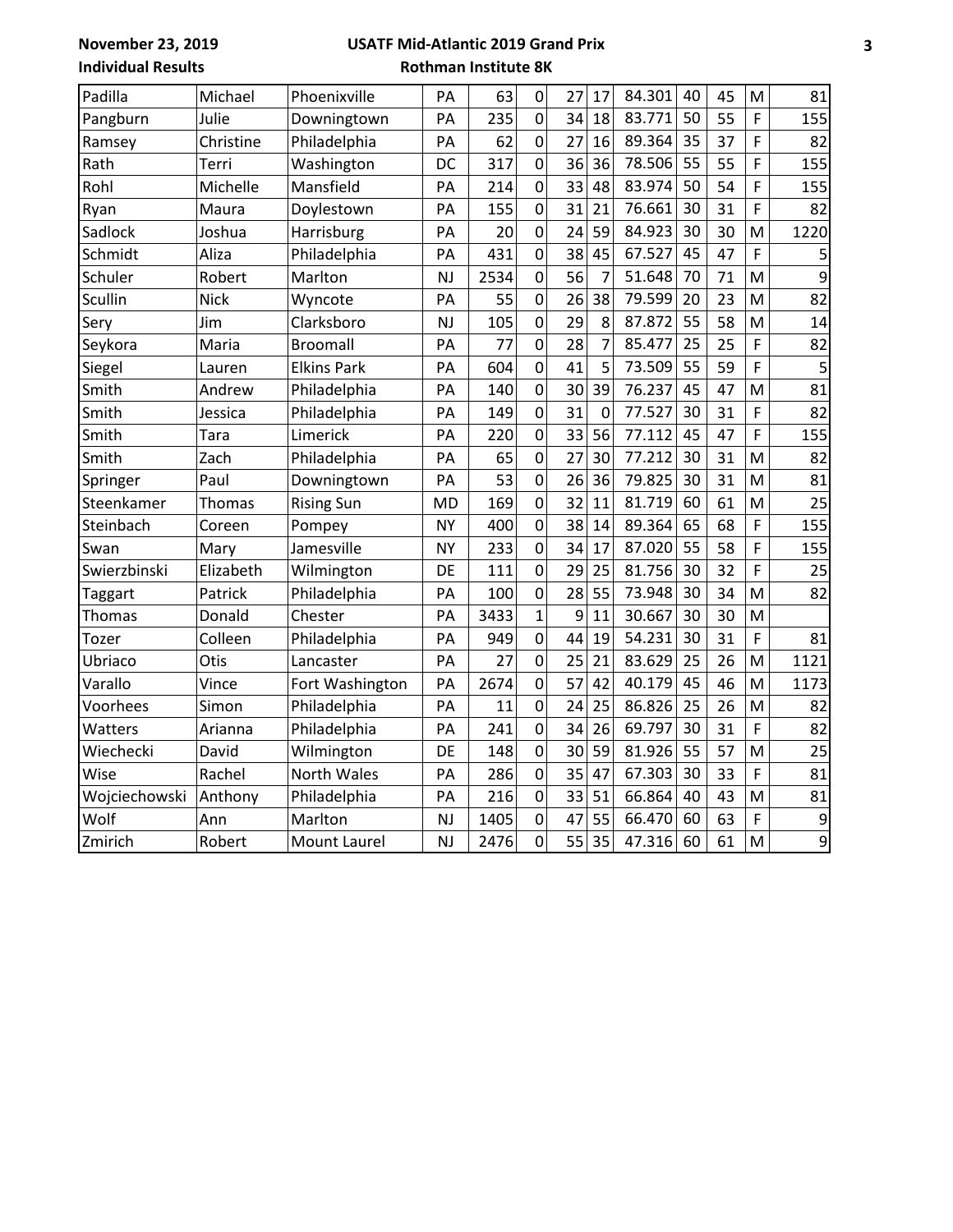**November 23, 2019**
**Individual Results**

**USATF Mid-Atlantic 2019 Grand Prix**
**Rothman Institute 8K**

| | | | | | | | | | | | | |
|---|---|---|---|---|---|---|---|---|---|---|---|---|
| Padilla | Michael | Phoenixville | PA | 63 | 0 | 27 | 17 | 84.301 | 40 | 45 | M | 81 |
| Pangburn | Julie | Downingtown | PA | 235 | 0 | 34 | 18 | 83.771 | 50 | 55 | F | 155 |
| Ramsey | Christine | Philadelphia | PA | 62 | 0 | 27 | 16 | 89.364 | 35 | 37 | F | 82 |
| Rath | Terri | Washington | DC | 317 | 0 | 36 | 36 | 78.506 | 55 | 55 | F | 155 |
| Rohl | Michelle | Mansfield | PA | 214 | 0 | 33 | 48 | 83.974 | 50 | 54 | F | 155 |
| Ryan | Maura | Doylestown | PA | 155 | 0 | 31 | 21 | 76.661 | 30 | 31 | F | 82 |
| Sadlock | Joshua | Harrisburg | PA | 20 | 0 | 24 | 59 | 84.923 | 30 | 30 | M | 1220 |
| Schmidt | Aliza | Philadelphia | PA | 431 | 0 | 38 | 45 | 67.527 | 45 | 47 | F | 5 |
| Schuler | Robert | Marlton | NJ | 2534 | 0 | 56 | 7 | 51.648 | 70 | 71 | M | 9 |
| Scullin | Nick | Wyncote | PA | 55 | 0 | 26 | 38 | 79.599 | 20 | 23 | M | 82 |
| Sery | Jim | Clarksboro | NJ | 105 | 0 | 29 | 8 | 87.872 | 55 | 58 | M | 14 |
| Seykora | Maria | Broomall | PA | 77 | 0 | 28 | 7 | 85.477 | 25 | 25 | F | 82 |
| Siegel | Lauren | Elkins Park | PA | 604 | 0 | 41 | 5 | 73.509 | 55 | 59 | F | 5 |
| Smith | Andrew | Philadelphia | PA | 140 | 0 | 30 | 39 | 76.237 | 45 | 47 | M | 81 |
| Smith | Jessica | Philadelphia | PA | 149 | 0 | 31 | 0 | 77.527 | 30 | 31 | F | 82 |
| Smith | Tara | Limerick | PA | 220 | 0 | 33 | 56 | 77.112 | 45 | 47 | F | 155 |
| Smith | Zach | Philadelphia | PA | 65 | 0 | 27 | 30 | 77.212 | 30 | 31 | M | 82 |
| Springer | Paul | Downingtown | PA | 53 | 0 | 26 | 36 | 79.825 | 30 | 31 | M | 81 |
| Steenkamer | Thomas | Rising Sun | MD | 169 | 0 | 32 | 11 | 81.719 | 60 | 61 | M | 25 |
| Steinbach | Coreen | Pompey | NY | 400 | 0 | 38 | 14 | 89.364 | 65 | 68 | F | 155 |
| Swan | Mary | Jamesville | NY | 233 | 0 | 34 | 17 | 87.020 | 55 | 58 | F | 155 |
| Swierzbinski | Elizabeth | Wilmington | DE | 111 | 0 | 29 | 25 | 81.756 | 30 | 32 | F | 25 |
| Taggart | Patrick | Philadelphia | PA | 100 | 0 | 28 | 55 | 73.948 | 30 | 34 | M | 82 |
| Thomas | Donald | Chester | PA | 3433 | 1 | 9 | 11 | 30.667 | 30 | 30 | M | |
| Tozer | Colleen | Philadelphia | PA | 949 | 0 | 44 | 19 | 54.231 | 30 | 31 | F | 81 |
| Ubriaco | Otis | Lancaster | PA | 27 | 0 | 25 | 21 | 83.629 | 25 | 26 | M | 1121 |
| Varallo | Vince | Fort Washington | PA | 2674 | 0 | 57 | 42 | 40.179 | 45 | 46 | M | 1173 |
| Voorhees | Simon | Philadelphia | PA | 11 | 0 | 24 | 25 | 86.826 | 25 | 26 | M | 82 |
| Watters | Arianna | Philadelphia | PA | 241 | 0 | 34 | 26 | 69.797 | 30 | 31 | F | 82 |
| Wiechecki | David | Wilmington | DE | 148 | 0 | 30 | 59 | 81.926 | 55 | 57 | M | 25 |
| Wise | Rachel | North Wales | PA | 286 | 0 | 35 | 47 | 67.303 | 30 | 33 | F | 81 |
| Wojciechowski | Anthony | Philadelphia | PA | 216 | 0 | 33 | 51 | 66.864 | 40 | 43 | M | 81 |
| Wolf | Ann | Marlton | NJ | 1405 | 0 | 47 | 55 | 66.470 | 60 | 63 | F | 9 |
| Zmirich | Robert | Mount Laurel | NJ | 2476 | 0 | 55 | 35 | 47.316 | 60 | 61 | M | 9 |